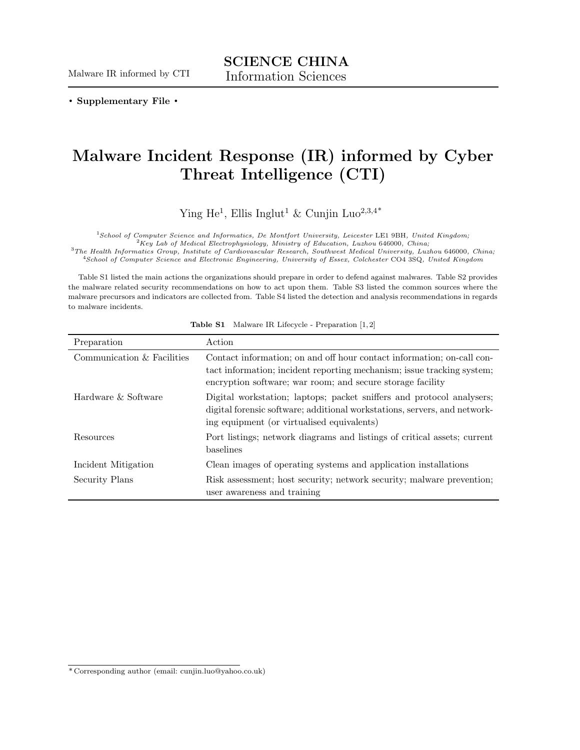• **Supplementary File** •

# Malware Incident Response (IR) informed by Cyber Threat Intelligence (CTI)

Ying He[1], Ellis Inglut[1] & Cunjin Luo[2,3,4*]

[1] *School of Computer Science and Informatics, De Montfort University, Leicester* LE1 9BH*, United Kingdom;*
[2] *Key Lab of Medical Electrophysiology, Ministry of Education, Luzhou* 646000*, China;*
[3] *The Health Informatics Group, Institute of Cardiovascular Research, Southwest Medical University, Luzhou* 646000*, China;*
[4] *School of Computer Science and Electronic Engineering, University of Essex, Colchester* CO4 3SQ*, United Kingdom*

Table S1 listed the main actions the organizations should prepare in order to defend against malwares. Table S2 provides the malware related security recommendations on how to act upon them. Table S3 listed the common sources where the malware precursors and indicators are collected from. Table S4 listed the detection and analysis recommendations in regards to malware incidents.

**Table S1** Malware IR Lifecycle - Preparation [1, 2]

| Preparation | Action |
|---|---|
| Communication & Facilities | Contact information; on and off hour contact information; on-call contact information; incident reporting mechanism; issue tracking system; encryption software; war room; and secure storage facility |
| Hardware & Software | Digital workstation; laptops; packet sniffers and protocol analysers; digital forensic software; additional workstations, servers, and networking equipment (or virtualised equivalents) |
| Resources | Port listings; network diagrams and listings of critical assets; current baselines |
| Incident Mitigation | Clean images of operating systems and application installations |
| Security Plans | Risk assessment; host security; network security; malware prevention; user awareness and training |

* Corresponding author (email: cunjin.luo@yahoo.co.uk)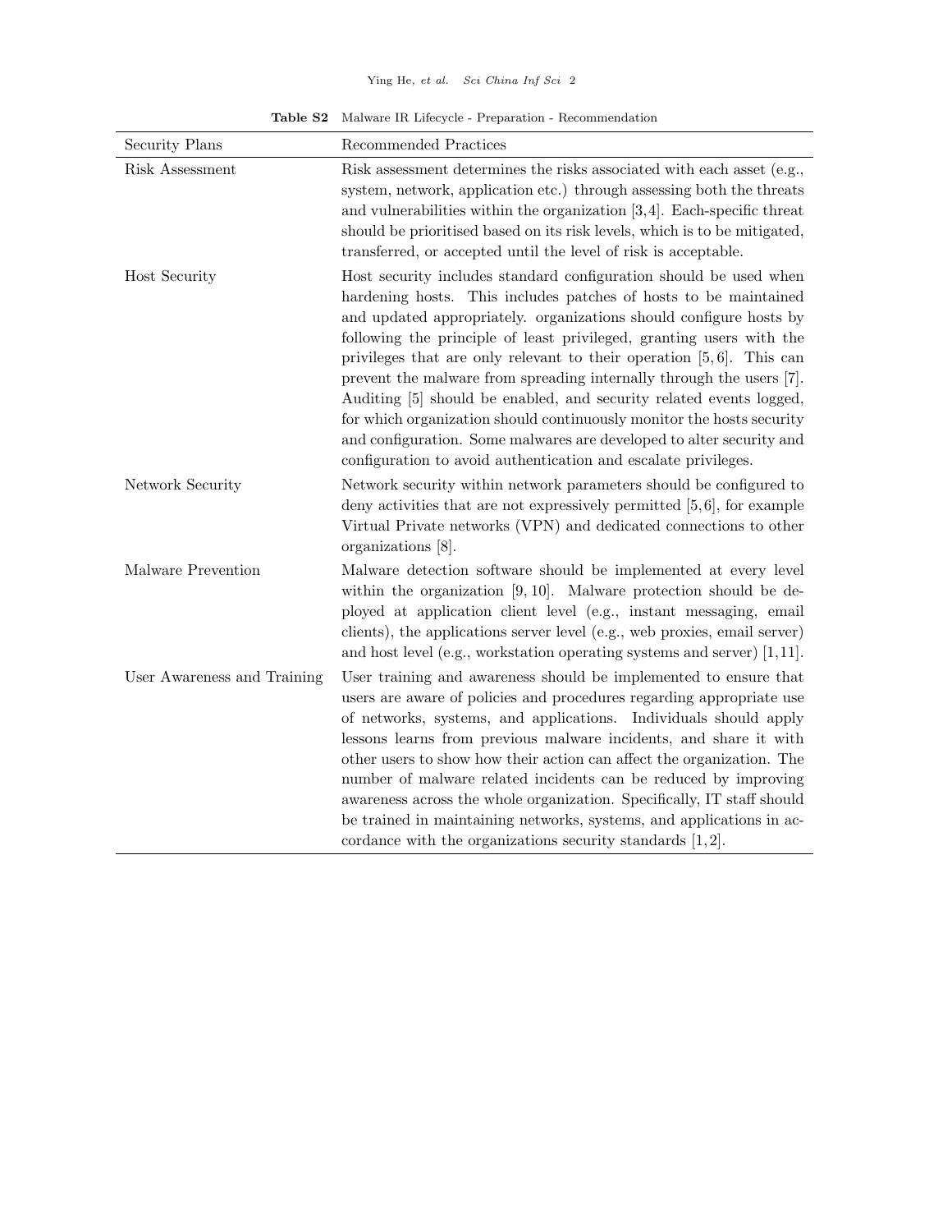**Table S2** Malware IR Lifecycle - Preparation - Recommendation

| Security Plans | Recommended Practices |
|---|---|
| Risk Assessment | Risk assessment determines the risks associated with each asset (e.g., system, network, application etc.) through assessing both the threats and vulnerabilities within the organization [3,4]. Each-specific threat should be prioritised based on its risk levels, which is to be mitigated, transferred, or accepted until the level of risk is acceptable. |
| Host Security | Host security includes standard configuration should be used when hardening hosts. This includes patches of hosts to be maintained and updated appropriately. organizations should configure hosts by following the principle of least privileged, granting users with the privileges that are only relevant to their operation [5,6]. This can prevent the malware from spreading internally through the users [7]. Auditing [5] should be enabled, and security related events logged, for which organization should continuously monitor the hosts security and configuration. Some malwares are developed to alter security and configuration to avoid authentication and escalate privileges. |
| Network Security | Network security within network parameters should be configured to deny activities that are not expressively permitted [5,6], for example Virtual Private networks (VPN) and dedicated connections to other organizations [8]. |
| Malware Prevention | Malware detection software should be implemented at every level within the organization [9,10]. Malware protection should be deployed at application client level (e.g., instant messaging, email clients), the applications server level (e.g., web proxies, email server) and host level (e.g., workstation operating systems and server) [1,11]. |
| User Awareness and Training | User training and awareness should be implemented to ensure that users are aware of policies and procedures regarding appropriate use of networks, systems, and applications. Individuals should apply lessons learns from previous malware incidents, and share it with other users to show how their action can affect the organization. The number of malware related incidents can be reduced by improving awareness across the whole organization. Specifically, IT staff should be trained in maintaining networks, systems, and applications in accordance with the organizations security standards [1,2]. |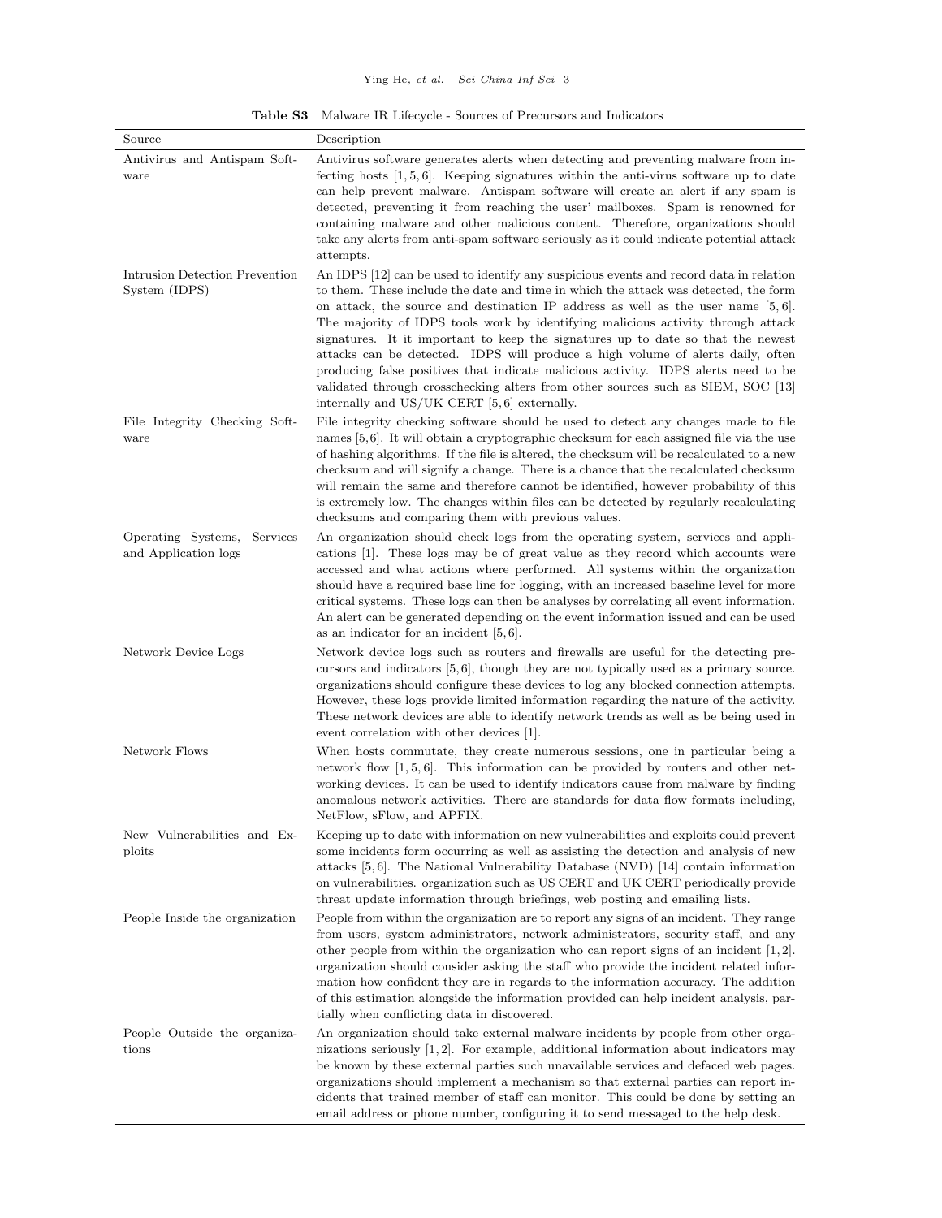**Table S3** Malware IR Lifecycle - Sources of Precursors and Indicators

| Source | Description |
|---|---|
| Antivirus and Antispam Software | Antivirus software generates alerts when detecting and preventing malware from infecting hosts [1, 5, 6]. Keeping signatures within the anti-virus software up to date can help prevent malware. Antispam software will create an alert if any spam is detected, preventing it from reaching the user' mailboxes. Spam is renowned for containing malware and other malicious content. Therefore, organizations should take any alerts from anti-spam software seriously as it could indicate potential attack attempts. |
| Intrusion Detection Prevention System (IDPS) | An IDPS [12] can be used to identify any suspicious events and record data in relation to them. These include the date and time in which the attack was detected, the form on attack, the source and destination IP address as well as the user name [5, 6]. The majority of IDPS tools work by identifying malicious activity through attack signatures. It it important to keep the signatures up to date so that the newest attacks can be detected. IDPS will produce a high volume of alerts daily, often producing false positives that indicate malicious activity. IDPS alerts need to be validated through crosschecking alters from other sources such as SIEM, SOC [13] internally and US/UK CERT [5, 6] externally. |
| File Integrity Checking Software | File integrity checking software should be used to detect any changes made to file names [5, 6]. It will obtain a cryptographic checksum for each assigned file via the use of hashing algorithms. If the file is altered, the checksum will be recalculated to a new checksum and will signify a change. There is a chance that the recalculated checksum will remain the same and therefore cannot be identified, however probability of this is extremely low. The changes within files can be detected by regularly recalculating checksums and comparing them with previous values. |
| Operating Systems, Services and Application logs | An organization should check logs from the operating system, services and applications [1]. These logs may be of great value as they record which accounts were accessed and what actions where performed. All systems within the organization should have a required base line for logging, with an increased baseline level for more critical systems. These logs can then be analyses by correlating all event information. An alert can be generated depending on the event information issued and can be used as an indicator for an incident [5, 6]. |
| Network Device Logs | Network device logs such as routers and firewalls are useful for the detecting precursors and indicators [5, 6], though they are not typically used as a primary source. organizations should configure these devices to log any blocked connection attempts. However, these logs provide limited information regarding the nature of the activity. These network devices are able to identify network trends as well as be being used in event correlation with other devices [1]. |
| Network Flows | When hosts commutate, they create numerous sessions, one in particular being a network flow [1, 5, 6]. This information can be provided by routers and other networking devices. It can be used to identify indicators cause from malware by finding anomalous network activities. There are standards for data flow formats including, NetFlow, sFlow, and APFIX. |
| New Vulnerabilities and Exploits | Keeping up to date with information on new vulnerabilities and exploits could prevent some incidents form occurring as well as assisting the detection and analysis of new attacks [5, 6]. The National Vulnerability Database (NVD) [14] contain information on vulnerabilities. organization such as US CERT and UK CERT periodically provide threat update information through briefings, web posting and emailing lists. |
| People Inside the organization | People from within the organization are to report any signs of an incident. They range from users, system administrators, network administrators, security staff, and any other people from within the organization who can report signs of an incident [1, 2]. organization should consider asking the staff who provide the incident related information how confident they are in regards to the information accuracy. The addition of this estimation alongside the information provided can help incident analysis, partially when conflicting data in discovered. |
| People Outside the organizations | An organization should take external malware incidents by people from other organizations seriously [1, 2]. For example, additional information about indicators may be known by these external parties such unavailable services and defaced web pages. organizations should implement a mechanism so that external parties can report incidents that trained member of staff can monitor. This could be done by setting an email address or phone number, configuring it to send messaged to the help desk. |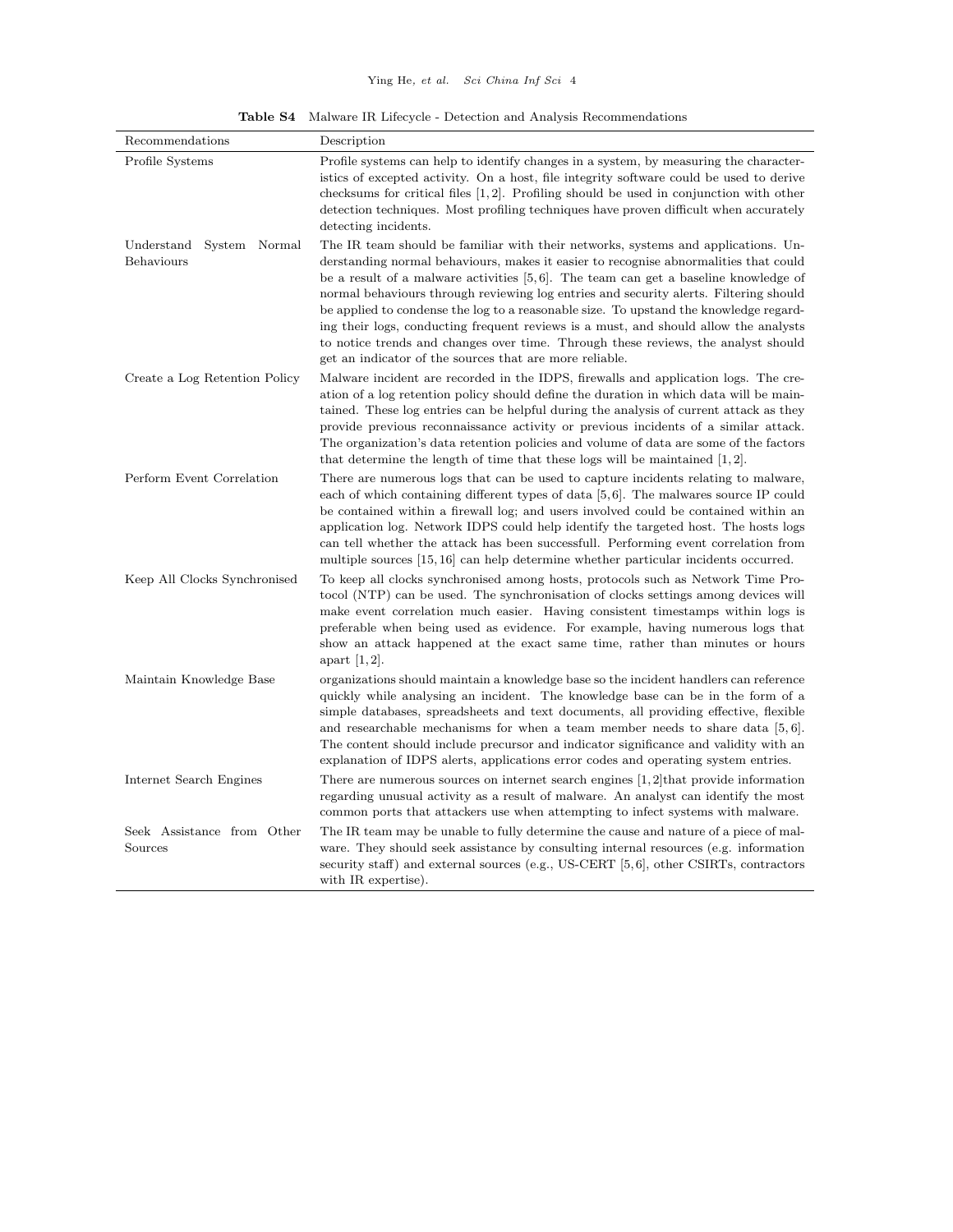**Table S4** Malware IR Lifecycle - Detection and Analysis Recommendations

| Recommendations | Description |
| --- | --- |
| Profile Systems | Profile systems can help to identify changes in a system, by measuring the characteristics of excepted activity. On a host, file integrity software could be used to derive checksums for critical files [1, 2]. Profiling should be used in conjunction with other detection techniques. Most profiling techniques have proven difficult when accurately detecting incidents. |
| Understand System Normal Behaviours | The IR team should be familiar with their networks, systems and applications. Understanding normal behaviours, makes it easier to recognise abnormalities that could be a result of a malware activities [5, 6]. The team can get a baseline knowledge of normal behaviours through reviewing log entries and security alerts. Filtering should be applied to condense the log to a reasonable size. To upstand the knowledge regarding their logs, conducting frequent reviews is a must, and should allow the analysts to notice trends and changes over time. Through these reviews, the analyst should get an indicator of the sources that are more reliable. |
| Create a Log Retention Policy | Malware incident are recorded in the IDPS, firewalls and application logs. The creation of a log retention policy should define the duration in which data will be maintained. These log entries can be helpful during the analysis of current attack as they provide previous reconnaissance activity or previous incidents of a similar attack. The organization's data retention policies and volume of data are some of the factors that determine the length of time that these logs will be maintained [1, 2]. |
| Perform Event Correlation | There are numerous logs that can be used to capture incidents relating to malware, each of which containing different types of data [5, 6]. The malwares source IP could be contained within a firewall log; and users involved could be contained within an application log. Network IDPS could help identify the targeted host. The hosts logs can tell whether the attack has been successfull. Performing event correlation from multiple sources [15, 16] can help determine whether particular incidents occurred. |
| Keep All Clocks Synchronised | To keep all clocks synchronised among hosts, protocols such as Network Time Protocol (NTP) can be used. The synchronisation of clocks settings among devices will make event correlation much easier. Having consistent timestamps within logs is preferable when being used as evidence. For example, having numerous logs that show an attack happened at the exact same time, rather than minutes or hours apart [1, 2]. |
| Maintain Knowledge Base | organizations should maintain a knowledge base so the incident handlers can reference quickly while analysing an incident. The knowledge base can be in the form of a simple databases, spreadsheets and text documents, all providing effective, flexible and researchable mechanisms for when a team member needs to share data [5, 6]. The content should include precursor and indicator significance and validity with an explanation of IDPS alerts, applications error codes and operating system entries. |
| Internet Search Engines | There are numerous sources on internet search engines [1, 2]that provide information regarding unusual activity as a result of malware. An analyst can identify the most common ports that attackers use when attempting to infect systems with malware. |
| Seek Assistance from Other Sources | The IR team may be unable to fully determine the cause and nature of a piece of malware. They should seek assistance by consulting internal resources (e.g. information security staff) and external sources (e.g., US-CERT [5, 6], other CSIRTs, contractors with IR expertise). |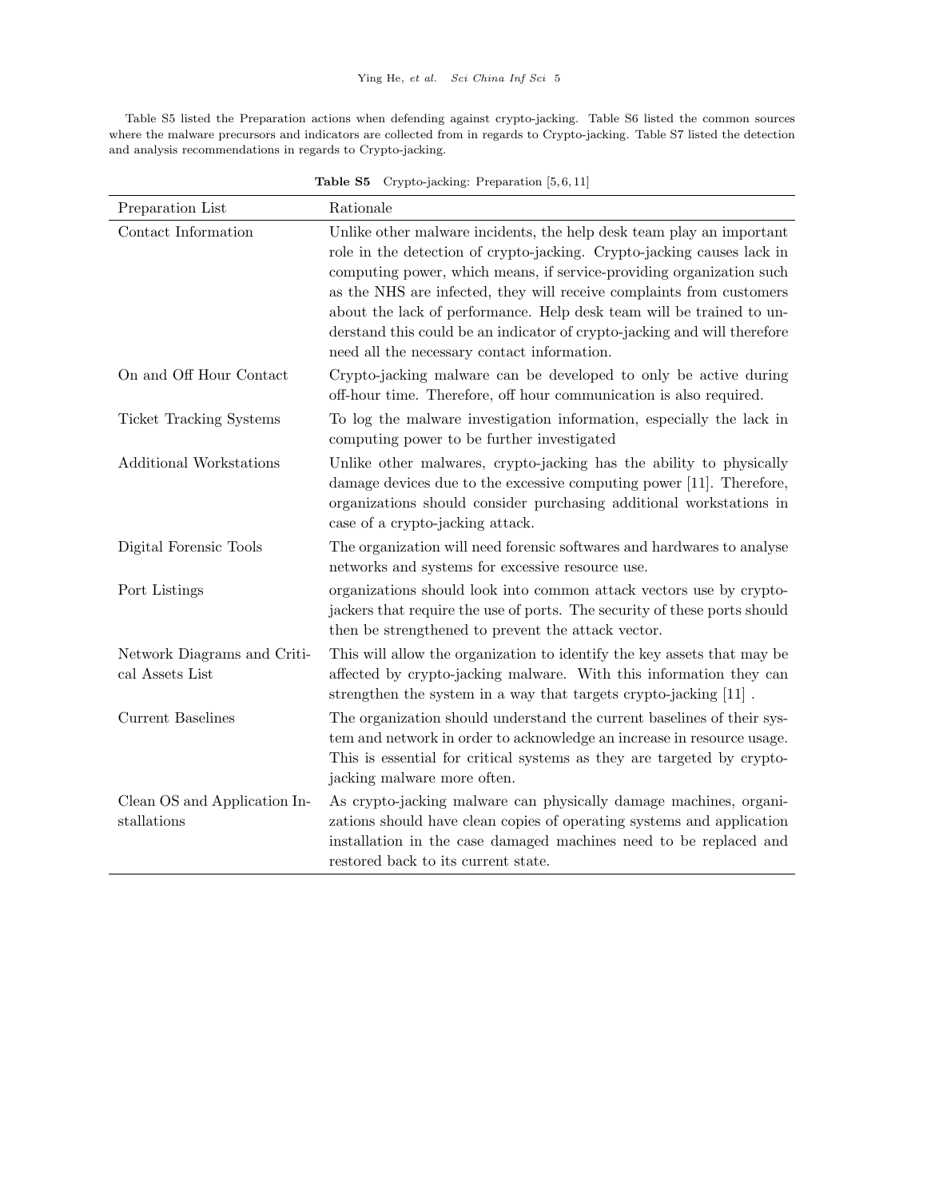Table S5 listed the Preparation actions when defending against crypto-jacking. Table S6 listed the common sources where the malware precursors and indicators are collected from in regards to Crypto-jacking. Table S7 listed the detection and analysis recommendations in regards to Crypto-jacking.

**Table S5** Crypto-jacking: Preparation [5, 6, 11]

| Preparation List | Rationale |
|---|---|
| Contact Information | Unlike other malware incidents, the help desk team play an important role in the detection of crypto-jacking. Crypto-jacking causes lack in computing power, which means, if service-providing organization such as the NHS are infected, they will receive complaints from customers about the lack of performance. Help desk team will be trained to understand this could be an indicator of crypto-jacking and will therefore need all the necessary contact information. |
| On and Off Hour Contact | Crypto-jacking malware can be developed to only be active during off-hour time. Therefore, off hour communication is also required. |
| Ticket Tracking Systems | To log the malware investigation information, especially the lack in computing power to be further investigated |
| Additional Workstations | Unlike other malwares, crypto-jacking has the ability to physically damage devices due to the excessive computing power [11]. Therefore, organizations should consider purchasing additional workstations in case of a crypto-jacking attack. |
| Digital Forensic Tools | The organization will need forensic softwares and hardwares to analyse networks and systems for excessive resource use. |
| Port Listings | organizations should look into common attack vectors use by crypto-jackers that require the use of ports. The security of these ports should then be strengthened to prevent the attack vector. |
| Network Diagrams and Critical Assets List | This will allow the organization to identify the key assets that may be affected by crypto-jacking malware. With this information they can strengthen the system in a way that targets crypto-jacking [11] . |
| Current Baselines | The organization should understand the current baselines of their system and network in order to acknowledge an increase in resource usage. This is essential for critical systems as they are targeted by crypto-jacking malware more often. |
| Clean OS and Application Installations | As crypto-jacking malware can physically damage machines, organizations should have clean copies of operating systems and application installation in the case damaged machines need to be replaced and restored back to its current state. |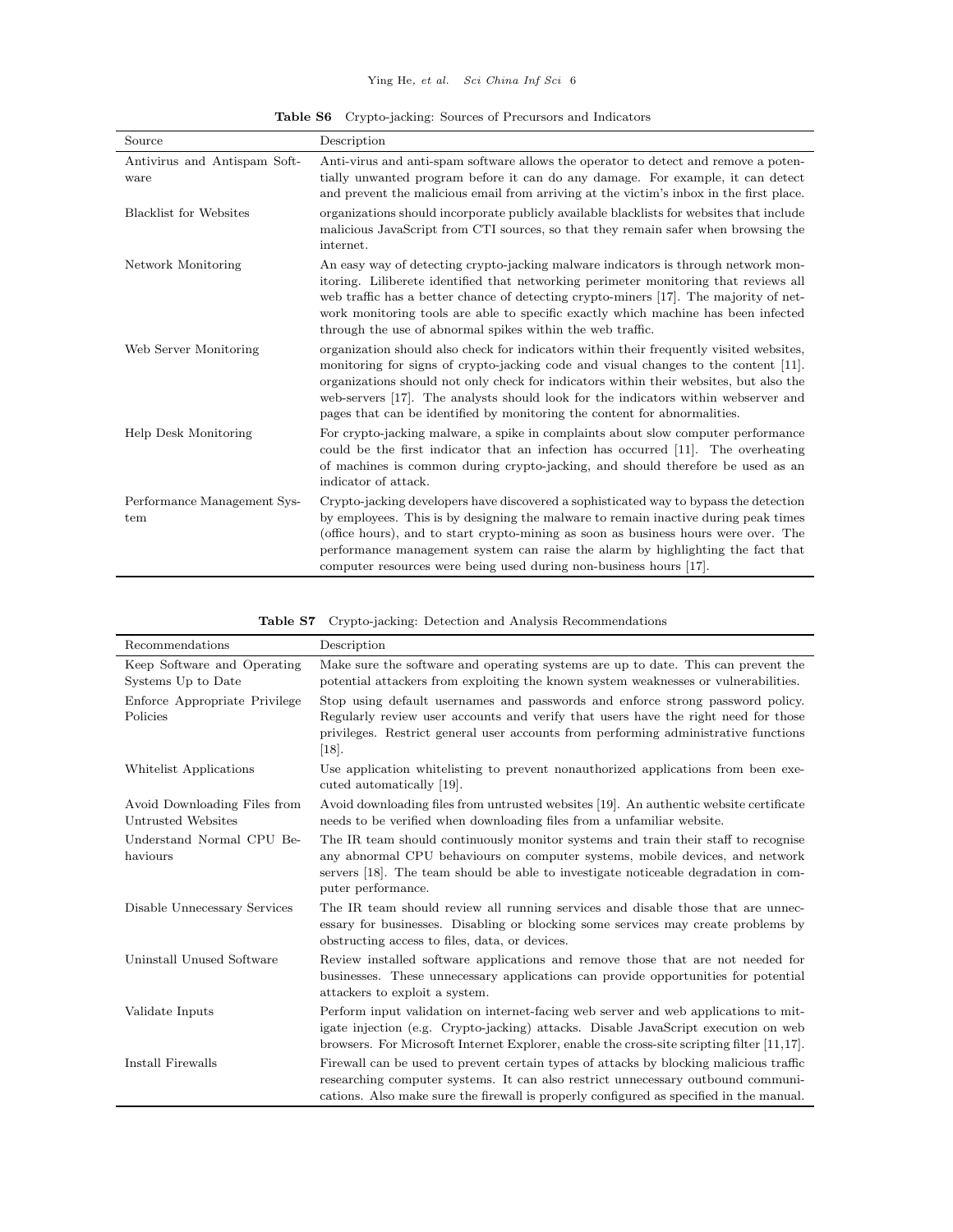**Table S6** Crypto-jacking: Sources of Precursors and Indicators

| Source | Description |
|---|---|
| Antivirus and Antispam Software | Anti-virus and anti-spam software allows the operator to detect and remove a potentially unwanted program before it can do any damage. For example, it can detect and prevent the malicious email from arriving at the victim's inbox in the first place. |
| Blacklist for Websites | organizations should incorporate publicly available blacklists for websites that include malicious JavaScript from CTI sources, so that they remain safer when browsing the internet. |
| Network Monitoring | An easy way of detecting crypto-jacking malware indicators is through network monitoring. Liliberete identified that networking perimeter monitoring that reviews all web traffic has a better chance of detecting crypto-miners [17]. The majority of network monitoring tools are able to specific exactly which machine has been infected through the use of abnormal spikes within the web traffic. |
| Web Server Monitoring | organization should also check for indicators within their frequently visited websites, monitoring for signs of crypto-jacking code and visual changes to the content [11]. organizations should not only check for indicators within their websites, but also the web-servers [17]. The analysts should look for the indicators within webserver and pages that can be identified by monitoring the content for abnormalities. |
| Help Desk Monitoring | For crypto-jacking malware, a spike in complaints about slow computer performance could be the first indicator that an infection has occurred [11]. The overheating of machines is common during crypto-jacking, and should therefore be used as an indicator of attack. |
| Performance Management System | Crypto-jacking developers have discovered a sophisticated way to bypass the detection by employees. This is by designing the malware to remain inactive during peak times (office hours), and to start crypto-mining as soon as business hours were over. The performance management system can raise the alarm by highlighting the fact that computer resources were being used during non-business hours [17]. |

**Table S7** Crypto-jacking: Detection and Analysis Recommendations

| Recommendations | Description |
|---|---|
| Keep Software and Operating Systems Up to Date | Make sure the software and operating systems are up to date. This can prevent the potential attackers from exploiting the known system weaknesses or vulnerabilities. |
| Enforce Appropriate Privilege Policies | Stop using default usernames and passwords and enforce strong password policy. Regularly review user accounts and verify that users have the right need for those privileges. Restrict general user accounts from performing administrative functions [18]. |
| Whitelist Applications | Use application whitelisting to prevent nonauthorized applications from been executed automatically [19]. |
| Avoid Downloading Files from Untrusted Websites | Avoid downloading files from untrusted websites [19]. An authentic website certificate needs to be verified when downloading files from a unfamiliar website. |
| Understand Normal CPU Behaviours | The IR team should continuously monitor systems and train their staff to recognise any abnormal CPU behaviours on computer systems, mobile devices, and network servers [18]. The team should be able to investigate noticeable degradation in computer performance. |
| Disable Unnecessary Services | The IR team should review all running services and disable those that are unnecessary for businesses. Disabling or blocking some services may create problems by obstructing access to files, data, or devices. |
| Uninstall Unused Software | Review installed software applications and remove those that are not needed for businesses. These unnecessary applications can provide opportunities for potential attackers to exploit a system. |
| Validate Inputs | Perform input validation on internet-facing web server and web applications to mitigate injection (e.g. Crypto-jacking) attacks. Disable JavaScript execution on web browsers. For Microsoft Internet Explorer, enable the cross-site scripting filter [11,17]. |
| Install Firewalls | Firewall can be used to prevent certain types of attacks by blocking malicious traffic researching computer systems. It can also restrict unnecessary outbound communications. Also make sure the firewall is properly configured as specified in the manual. |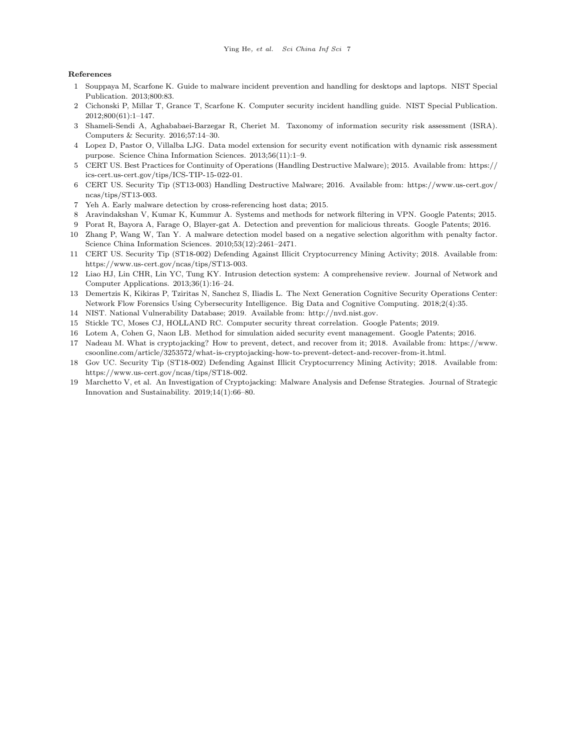**References**

1 Souppaya M, Scarfone K. Guide to malware incident prevention and handling for desktops and laptops. NIST Special Publication. 2013;800:83.
2 Cichonski P, Millar T, Grance T, Scarfone K. Computer security incident handling guide. NIST Special Publication. 2012;800(61):1–147.
3 Shameli-Sendi A, Aghababaei-Barzegar R, Cheriet M. Taxonomy of information security risk assessment (ISRA). Computers & Security. 2016;57:14–30.
4 Lopez D, Pastor O, Villalba LJG. Data model extension for security event notification with dynamic risk assessment purpose. Science China Information Sciences. 2013;56(11):1–9.
5 CERT US. Best Practices for Continuity of Operations (Handling Destructive Malware); 2015. Available from: https://ics-cert.us-cert.gov/tips/ICS-TIP-15-022-01.
6 CERT US. Security Tip (ST13-003) Handling Destructive Malware; 2016. Available from: https://www.us-cert.gov/ncas/tips/ST13-003.
7 Yeh A. Early malware detection by cross-referencing host data; 2015.
8 Aravindakshan V, Kumar K, Kummur A. Systems and methods for network filtering in VPN. Google Patents; 2015.
9 Porat R, Bayora A, Farage O, Blayer-gat A. Detection and prevention for malicious threats. Google Patents; 2016.
10 Zhang P, Wang W, Tan Y. A malware detection model based on a negative selection algorithm with penalty factor. Science China Information Sciences. 2010;53(12):2461–2471.
11 CERT US. Security Tip (ST18-002) Defending Against Illicit Cryptocurrency Mining Activity; 2018. Available from: https://www.us-cert.gov/ncas/tips/ST13-003.
12 Liao HJ, Lin CHR, Lin YC, Tung KY. Intrusion detection system: A comprehensive review. Journal of Network and Computer Applications. 2013;36(1):16–24.
13 Demertzis K, Kikiras P, Tziritas N, Sanchez S, Iliadis L. The Next Generation Cognitive Security Operations Center: Network Flow Forensics Using Cybersecurity Intelligence. Big Data and Cognitive Computing. 2018;2(4):35.
14 NIST. National Vulnerability Database; 2019. Available from: http://nvd.nist.gov.
15 Stickle TC, Moses CJ, HOLLAND RC. Computer security threat correlation. Google Patents; 2019.
16 Lotem A, Cohen G, Naon LB. Method for simulation aided security event management. Google Patents; 2016.
17 Nadeau M. What is cryptojacking? How to prevent, detect, and recover from it; 2018. Available from: https://www.csoonline.com/article/3253572/what-is-cryptojacking-how-to-prevent-detect-and-recover-from-it.html.
18 Gov UC. Security Tip (ST18-002) Defending Against Illicit Cryptocurrency Mining Activity; 2018. Available from: https://www.us-cert.gov/ncas/tips/ST18-002.
19 Marchetto V, et al. An Investigation of Cryptojacking: Malware Analysis and Defense Strategies. Journal of Strategic Innovation and Sustainability. 2019;14(1):66–80.